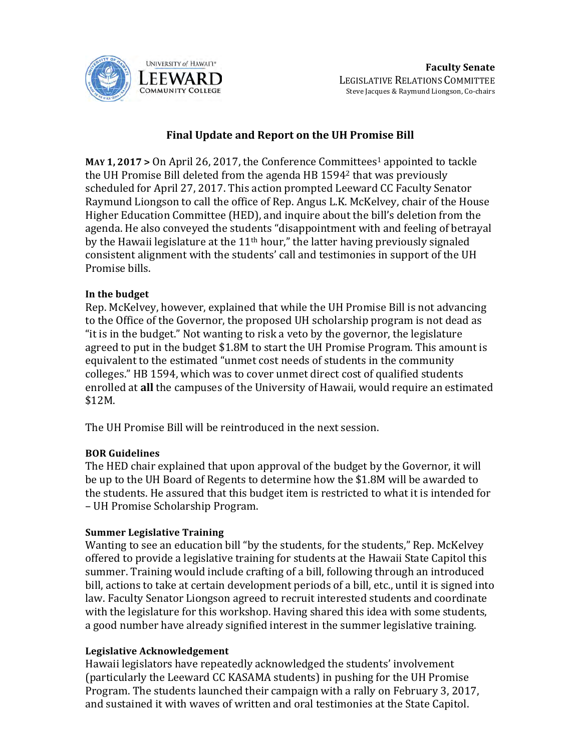Faculty Senate
LEGISLATIVE RELATIONS COMMITTEE
Steve Jacques & Raymund Liongson, Co-chairs

# Final Update and Report on the UH Promise Bill

**MAY 1, 2017 >** On April 26, 2017, the Conference Committees[1] appointed to tackle the UH Promise Bill deleted from the agenda HB 1594[2] that was previously scheduled for April 27, 2017. This action prompted Leeward CC Faculty Senator Raymund Liongson to call the office of Rep. Angus L.K. McKelvey, chair of the House Higher Education Committee (HED), and inquire about the bill's deletion from the agenda. He also conveyed the students "disappointment with and feeling of betrayal by the Hawaii legislature at the 11th hour," the latter having previously signaled consistent alignment with the students' call and testimonies in support of the UH Promise bills.

**In the budget**
Rep. McKelvey, however, explained that while the UH Promise Bill is not advancing to the Office of the Governor, the proposed UH scholarship program is not dead as "it is in the budget." Not wanting to risk a veto by the governor, the legislature agreed to put in the budget $1.8M to start the UH Promise Program. This amount is equivalent to the estimated "unmet cost needs of students in the community colleges." HB 1594, which was to cover unmet direct cost of qualified students enrolled at **all** the campuses of the University of Hawaii, would require an estimated $12M.

The UH Promise Bill will be reintroduced in the next session.

**BOR Guidelines**
The HED chair explained that upon approval of the budget by the Governor, it will be up to the UH Board of Regents to determine how the $1.8M will be awarded to the students. He assured that this budget item is restricted to what it is intended for – UH Promise Scholarship Program.

**Summer Legislative Training**
Wanting to see an education bill "by the students, for the students," Rep. McKelvey offered to provide a legislative training for students at the Hawaii State Capitol this summer. Training would include crafting of a bill, following through an introduced bill, actions to take at certain development periods of a bill, etc., until it is signed into law. Faculty Senator Liongson agreed to recruit interested students and coordinate with the legislature for this workshop. Having shared this idea with some students, a good number have already signified interest in the summer legislative training.

**Legislative Acknowledgement**
Hawaii legislators have repeatedly acknowledged the students' involvement (particularly the Leeward CC KASAMA students) in pushing for the UH Promise Program. The students launched their campaign with a rally on February 3, 2017, and sustained it with waves of written and oral testimonies at the State Capitol.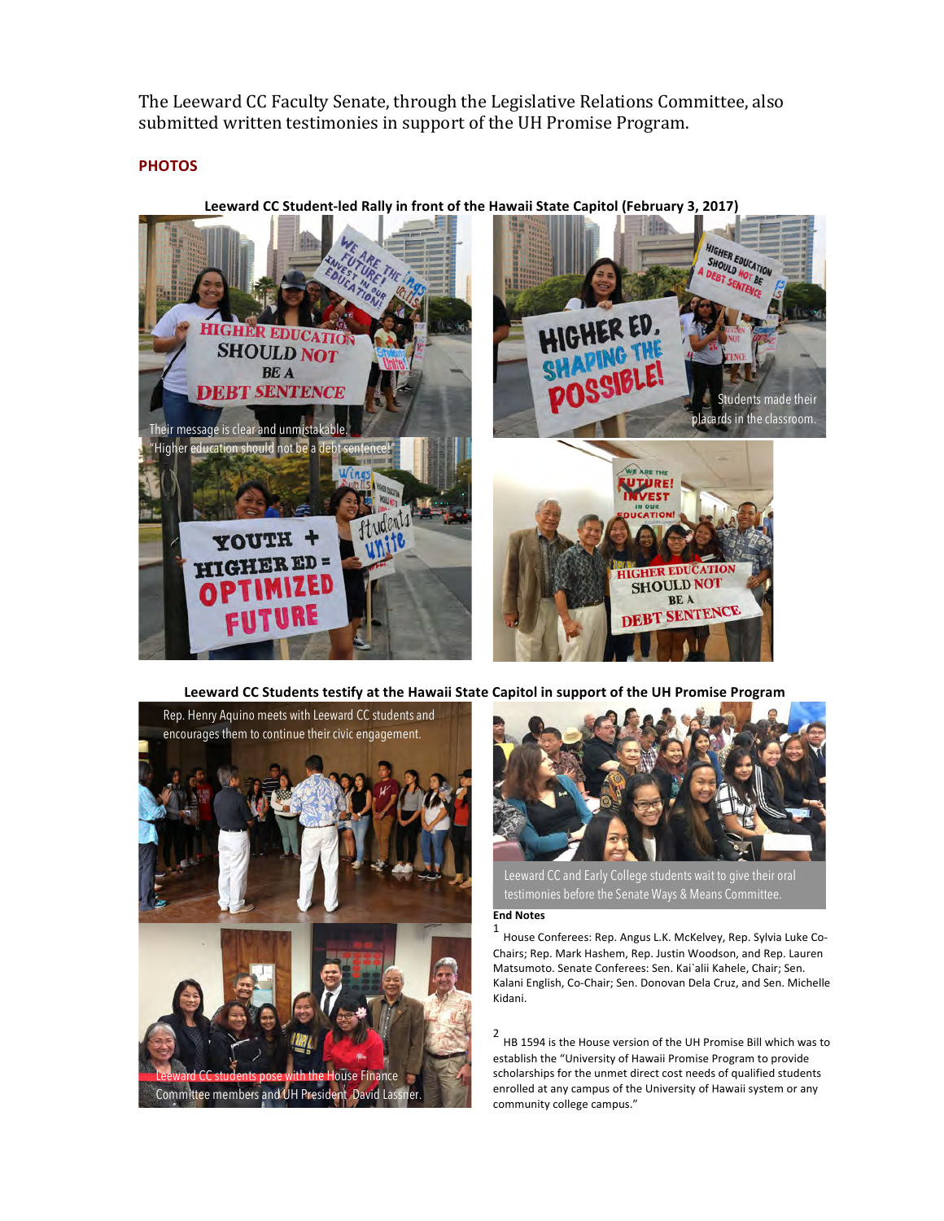The Leeward CC Faculty Senate, through the Legislative Relations Committee, also submitted written testimonies in support of the UH Promise Program.

## PHOTOS

**Leeward CC Student-led Rally in front of the Hawaii State Capitol (February 3, 2017)**

Their message is clear and unmistakable. "Higher education should not be a debt sentence!"

Students made their placards in the classroom.

**Leeward CC Students testify at the Hawaii State Capitol in support of the UH Promise Program**

Rep. Henry Aquino meets with Leeward CC students and encourages them to continue their civic engagement.

Leeward CC and Early College students wait to give their oral testimonies before the Senate Ways & Means Committee.

Leeward CC students pose with the House Finance Committee members and UH President David Lassner.

**End Notes**

[1] House Conferees: Rep. Angus L.K. McKelvey, Rep. Sylvia Luke Co-Chairs; Rep. Mark Hashem, Rep. Justin Woodson, and Rep. Lauren Matsumoto. Senate Conferees: Sen. Kai`alii Kahele, Chair; Sen. Kalani English, Co-Chair; Sen. Donovan Dela Cruz, and Sen. Michelle Kidani.

[2] HB 1594 is the House version of the UH Promise Bill which was to establish the "University of Hawaii Promise Program to provide scholarships for the unmet direct cost needs of qualified students enrolled at any campus of the University of Hawaii system or any community college campus."